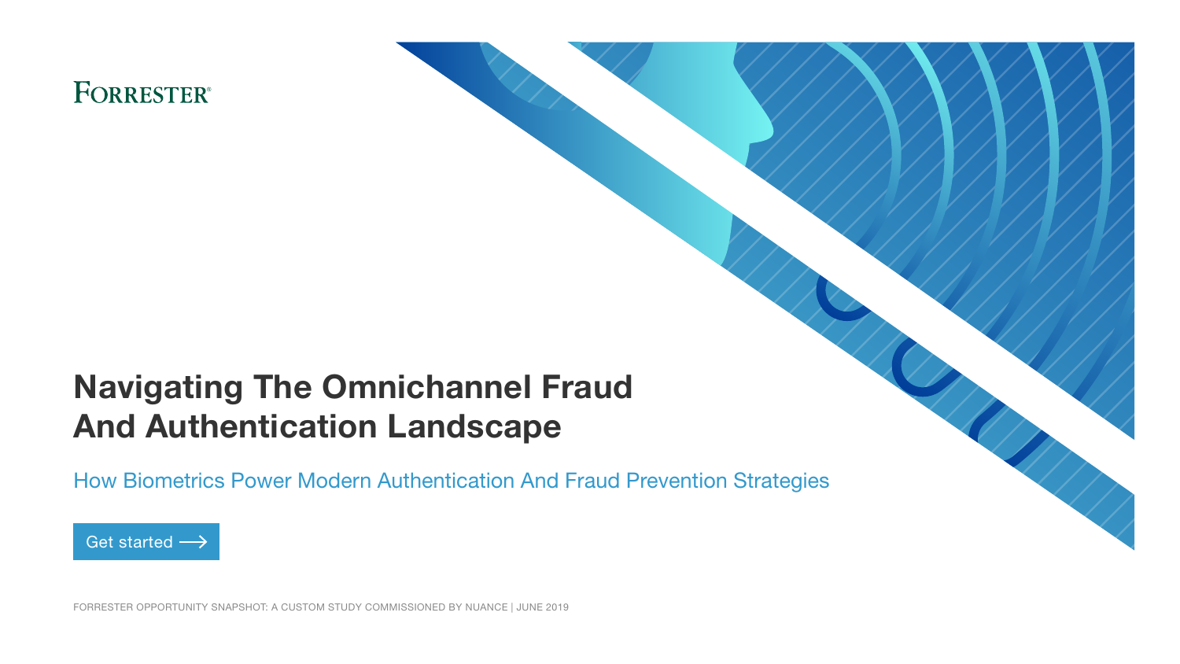FORRESTER®

# Navigating The Omnichannel Fraud And Authentication Landscape

## How Biometrics Power Modern Authentication And Fraud Prevention Strategies

Get started ⟶

FORRESTER OPPORTUNITY SNAPSHOT: A CUSTOM STUDY COMMISSIONED BY NUANCE | JUNE 2019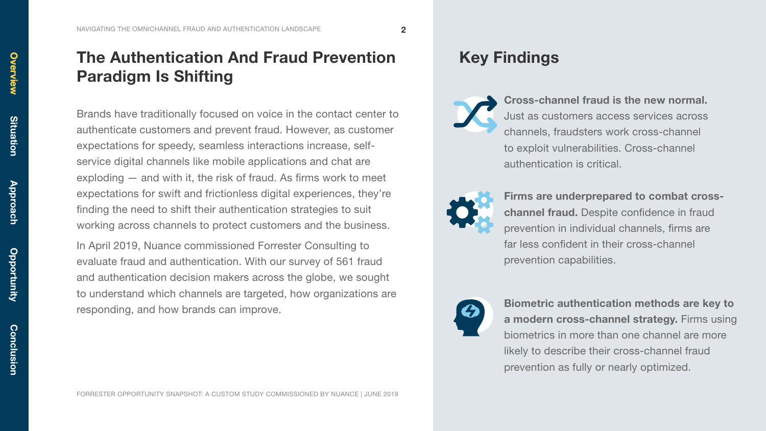## The Authentication And Fraud Prevention Paradigm Is Shifting

Brands have traditionally focused on voice in the contact center to authenticate customers and prevent fraud. However, as customer expectations for speedy, seamless interactions increase, self-service digital channels like mobile applications and chat are exploding — and with it, the risk of fraud. As firms work to meet expectations for swift and frictionless digital experiences, they're finding the need to shift their authentication strategies to suit working across channels to protect customers and the business.

In April 2019, Nuance commissioned Forrester Consulting to evaluate fraud and authentication. With our survey of 561 fraud and authentication decision makers across the globe, we sought to understand which channels are targeted, how organizations are responding, and how brands can improve.

## Key Findings

**Cross-channel fraud is the new normal.** Just as customers access services across channels, fraudsters work cross-channel to exploit vulnerabilities. Cross-channel authentication is critical.

**Firms are underprepared to combat cross-channel fraud.** Despite confidence in fraud prevention in individual channels, firms are far less confident in their cross-channel prevention capabilities.

**Biometric authentication methods are key to a modern cross-channel strategy.** Firms using biometrics in more than one channel are more likely to describe their cross-channel fraud prevention as fully or nearly optimized.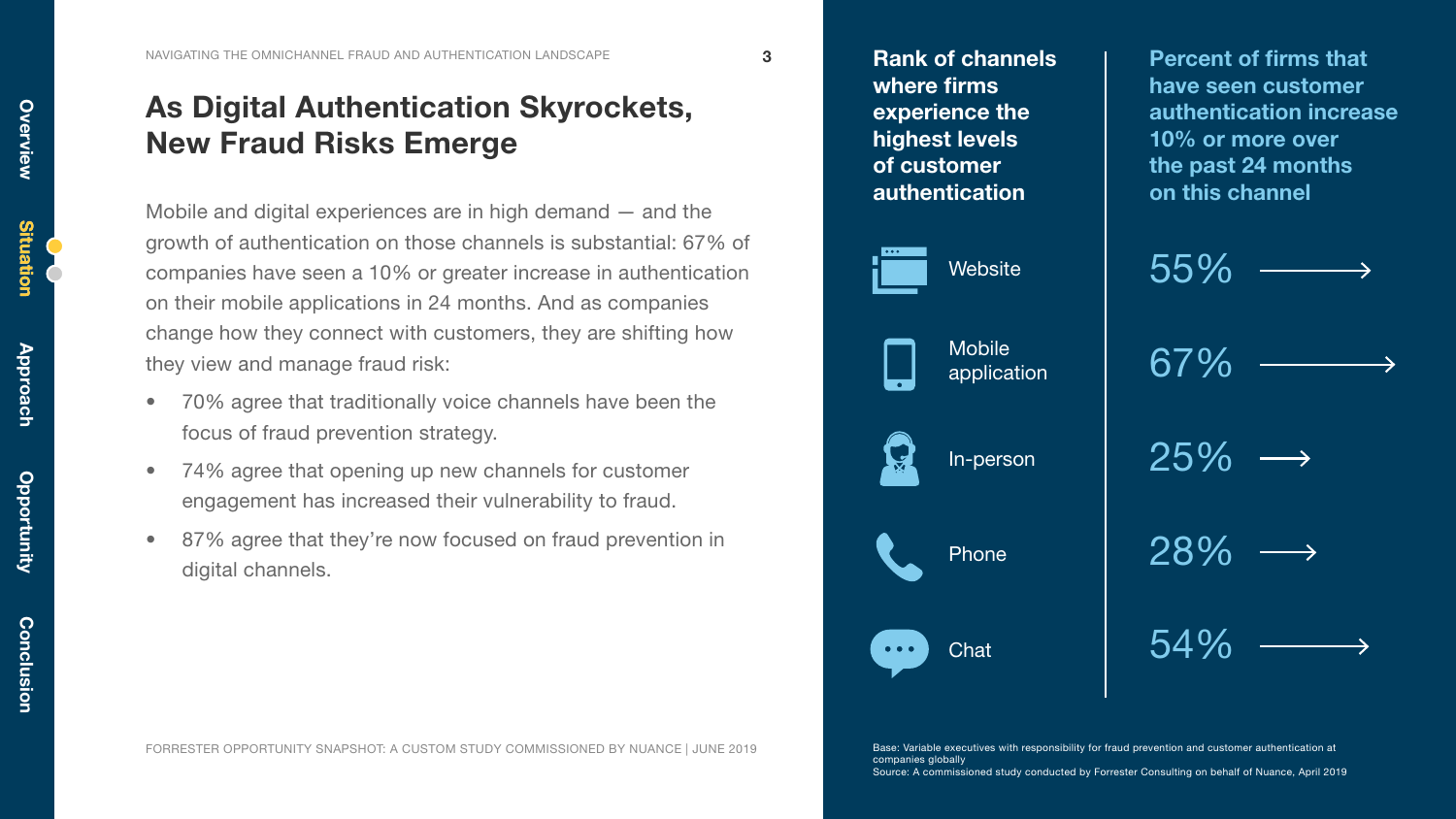# As Digital Authentication Skyrockets, New Fraud Risks Emerge

Mobile and digital experiences are in high demand — and the growth of authentication on those channels is substantial: 67% of companies have seen a 10% or greater increase in authentication on their mobile applications in 24 months. And as companies change how they connect with customers, they are shifting how they view and manage fraud risk:

- 70% agree that traditionally voice channels have been the focus of fraud prevention strategy.
- 74% agree that opening up new channels for customer engagement has increased their vulnerability to fraud.
- 87% agree that they're now focused on fraud prevention in digital channels.

FORRESTER OPPORTUNITY SNAPSHOT: A CUSTOM STUDY COMMISSIONED BY NUANCE | JUNE 2019

| Rank of channels where firms experience the highest levels of customer authentication | Percent of firms that have seen customer authentication increase 10% or more over the past 24 months on this channel |
|---|---|
| Website | 55% |
| Mobile application | 67% |
| In-person | 25% |
| Phone | 28% |
| Chat | 54% |

Base: Variable executives with responsibility for fraud prevention and customer authentication at companies globally
Source: A commissioned study conducted by Forrester Consulting on behalf of Nuance, April 2019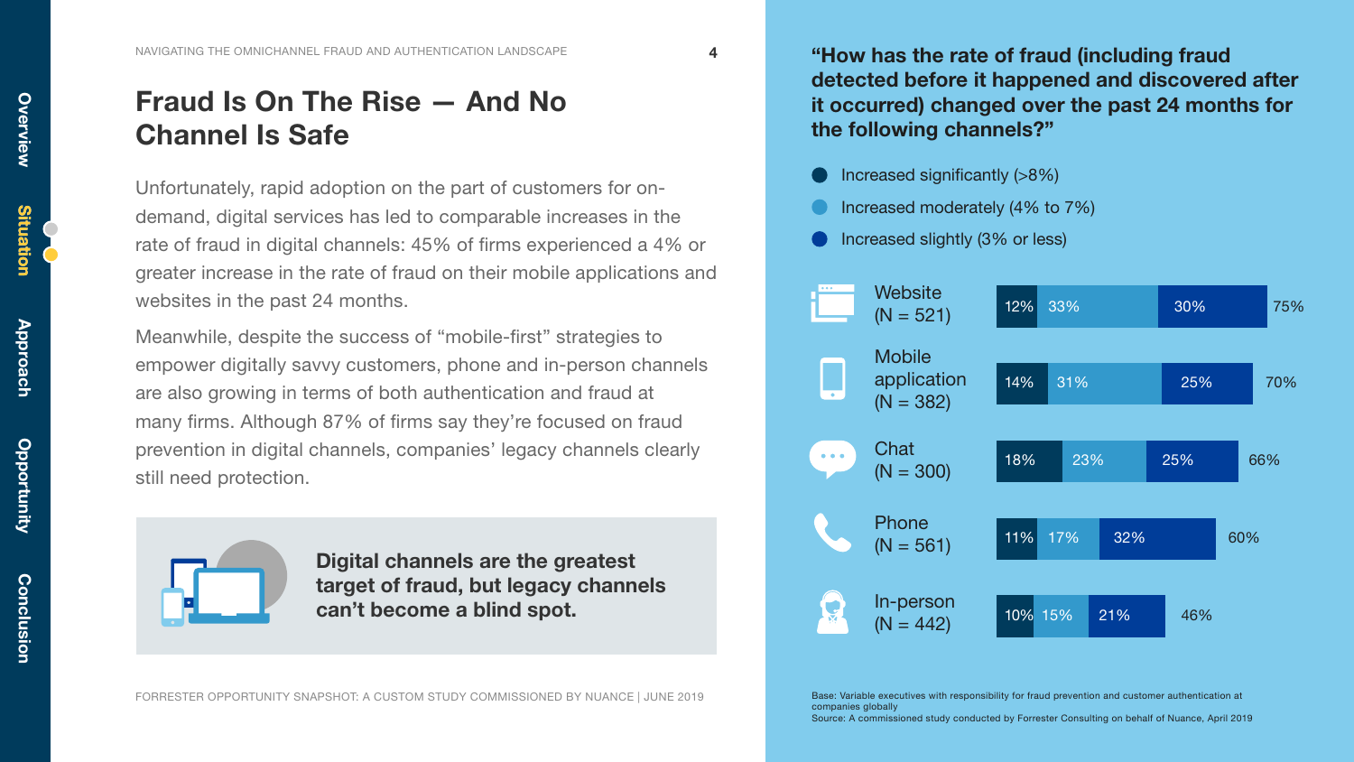# Fraud Is On The Rise — And No Channel Is Safe

Unfortunately, rapid adoption on the part of customers for on-demand, digital services has led to comparable increases in the rate of fraud in digital channels: 45% of firms experienced a 4% or greater increase in the rate of fraud on their mobile applications and websites in the past 24 months.

Meanwhile, despite the success of "mobile-first" strategies to empower digitally savvy customers, phone and in-person channels are also growing in terms of both authentication and fraud at many firms. Although 87% of firms say they're focused on fraud prevention in digital channels, companies' legacy channels clearly still need protection.

**Digital channels are the greatest target of fraud, but legacy channels can't become a blind spot.**

**"How has the rate of fraud (including fraud detected before it happened and discovered after it occurred) changed over the past 24 months for the following channels?"**

| Channel | Increased significantly (>8%) | Increased moderately (4% to 7%) | Increased slightly (3% or less) | Total |
|---|---|---|---|---|
| Website (N = 521) | 12% | 33% | 30% | 75% |
| Mobile application (N = 382) | 14% | 31% | 25% | 70% |
| Chat (N = 300) | 18% | 23% | 25% | 66% |
| Phone (N = 561) | 11% | 17% | 32% | 60% |
| In-person (N = 442) | 10% | 15% | 21% | 46% |

Base: Variable executives with responsibility for fraud prevention and customer authentication at companies globally

Source: A commissioned study conducted by Forrester Consulting on behalf of Nuance, April 2019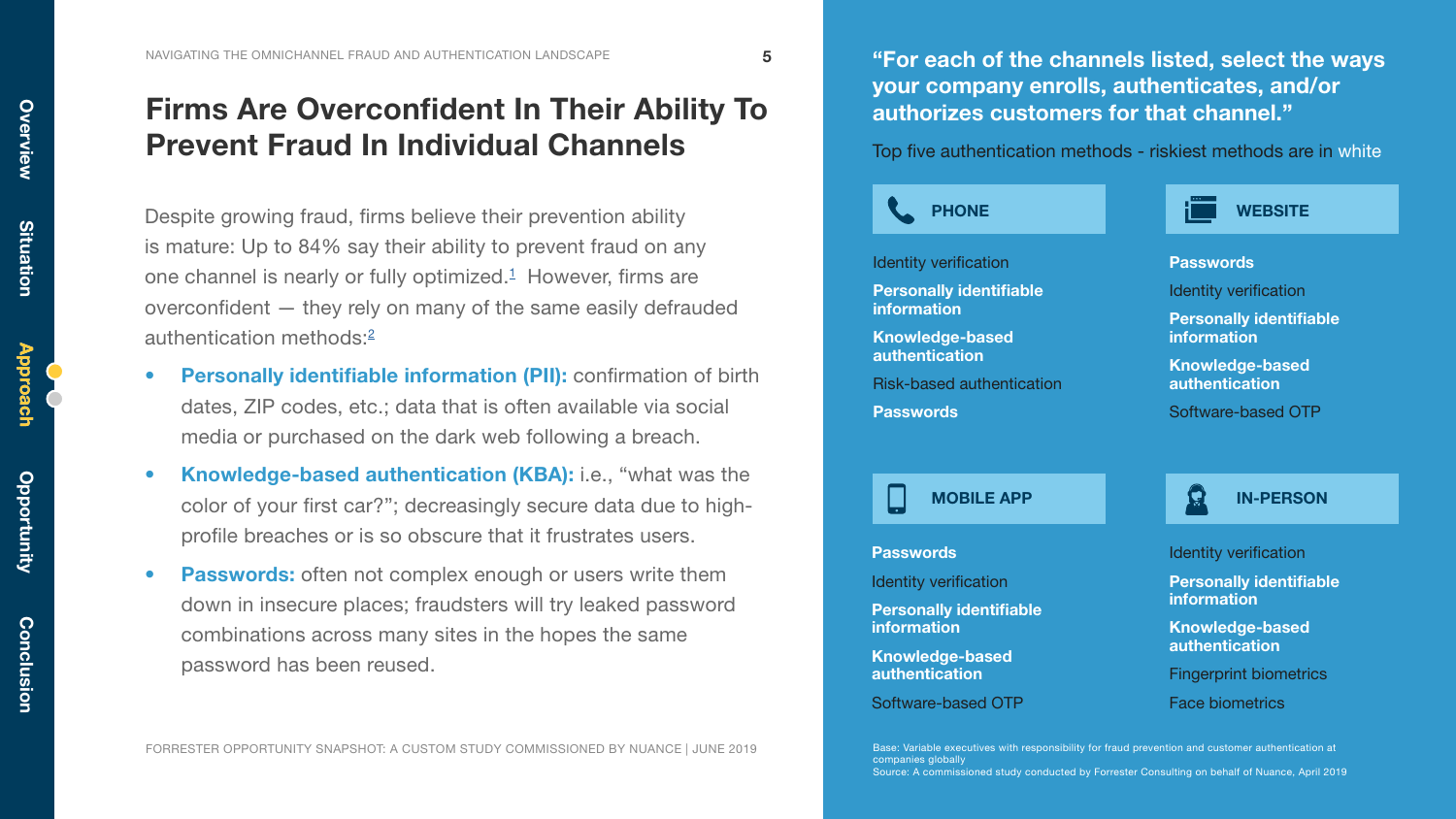# Firms Are Overconfident In Their Ability To Prevent Fraud In Individual Channels

Despite growing fraud, firms believe their prevention ability is mature: Up to 84% say their ability to prevent fraud on any one channel is nearly or fully optimized.[1] However, firms are overconfident — they rely on many of the same easily defrauded authentication methods:[2]

- **Personally identifiable information (PII):** confirmation of birth dates, ZIP codes, etc.; data that is often available via social media or purchased on the dark web following a breach.
- **Knowledge-based authentication (KBA):** i.e., "what was the color of your first car?"; decreasingly secure data due to high-profile breaches or is so obscure that it frustrates users.
- **Passwords:** often not complex enough or users write them down in insecure places; fraudsters will try leaked password combinations across many sites in the hopes the same password has been reused.

**"For each of the channels listed, select the ways your company enrolls, authenticates, and/or authorizes customers for that channel."**

Top five authentication methods - riskiest methods are in **bold** (shown in white in the original)

### PHONE

- Identity verification
- **Personally identifiable information**
- **Knowledge-based authentication**
- Risk-based authentication
- **Passwords**

### WEBSITE

- **Passwords**
- Identity verification
- **Personally identifiable information**
- **Knowledge-based authentication**
- Software-based OTP

### MOBILE APP

- **Passwords**
- Identity verification
- **Personally identifiable information**
- **Knowledge-based authentication**
- Software-based OTP

### IN-PERSON

- Identity verification
- **Personally identifiable information**
- **Knowledge-based authentication**
- Fingerprint biometrics
- Face biometrics

Base: Variable executives with responsibility for fraud prevention and customer authentication at companies globally

Source: A commissioned study conducted by Forrester Consulting on behalf of Nuance, April 2019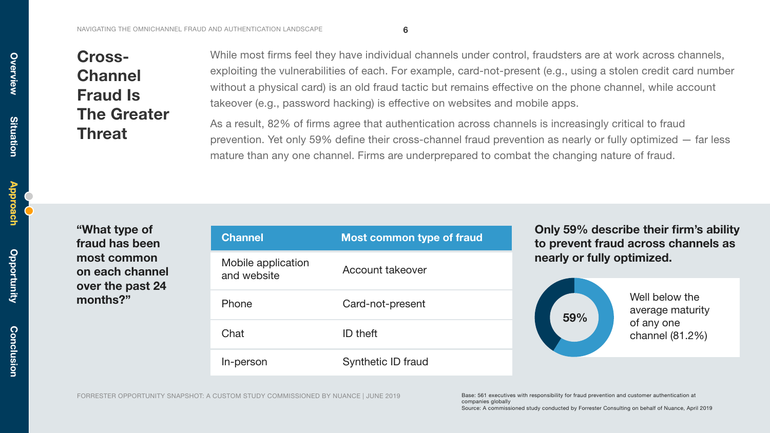# Cross-Channel Fraud Is The Greater Threat

While most firms feel they have individual channels under control, fraudsters are at work across channels, exploiting the vulnerabilities of each. For example, card-not-present (e.g., using a stolen credit card number without a physical card) is an old fraud tactic but remains effective on the phone channel, while account takeover (e.g., password hacking) is effective on websites and mobile apps.

As a result, 82% of firms agree that authentication across channels is increasingly critical to fraud prevention. Yet only 59% define their cross-channel fraud prevention as nearly or fully optimized — far less mature than any one channel. Firms are underprepared to combat the changing nature of fraud.

**"What type of fraud has been most common on each channel over the past 24 months?"**

| Channel | Most common type of fraud |
|---|---|
| Mobile application and website | Account takeover |
| Phone | Card-not-present |
| Chat | ID theft |
| In-person | Synthetic ID fraud |

**Only 59% describe their firm's ability to prevent fraud across channels as nearly or fully optimized.**

59%

Well below the average maturity of any one channel (81.2%)

Base: 561 executives with responsibility for fraud prevention and customer authentication at companies globally

Source: A commissioned study conducted by Forrester Consulting on behalf of Nuance, April 2019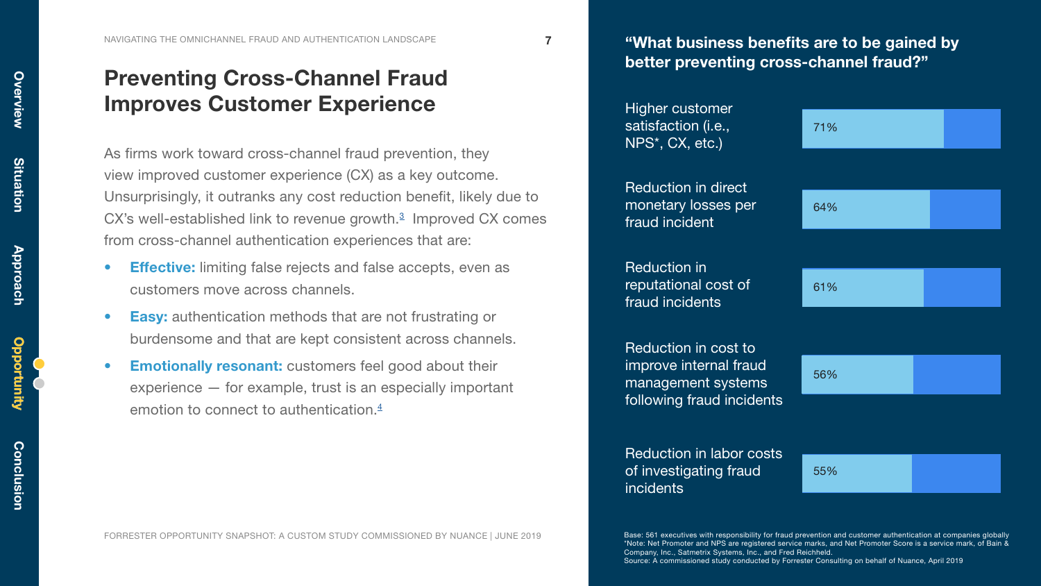## Preventing Cross-Channel Fraud Improves Customer Experience

As firms work toward cross-channel fraud prevention, they view improved customer experience (CX) as a key outcome. Unsurprisingly, it outranks any cost reduction benefit, likely due to CX's well-established link to revenue growth.[3] Improved CX comes from cross-channel authentication experiences that are:

- **Effective:** limiting false rejects and false accepts, even as customers move across channels.
- **Easy:** authentication methods that are not frustrating or burdensome and that are kept consistent across channels.
- **Emotionally resonant:** customers feel good about their experience — for example, trust is an especially important emotion to connect to authentication.[4]

### "What business benefits are to be gained by better preventing cross-channel fraud?"

| Benefit | % |
|---|---|
| Higher customer satisfaction (i.e., NPS*, CX, etc.) | 71% |
| Reduction in direct monetary losses per fraud incident | 64% |
| Reduction in reputational cost of fraud incidents | 61% |
| Reduction in cost to improve internal fraud management systems following fraud incidents | 56% |
| Reduction in labor costs of investigating fraud incidents | 55% |

Base: 561 executives with responsibility for fraud prevention and customer authentication at companies globally
*Note: Net Promoter and NPS are registered service marks, and Net Promoter Score is a service mark, of Bain & Company, Inc., Satmetrix Systems, Inc., and Fred Reichheld.
Source: A commissioned study conducted by Forrester Consulting on behalf of Nuance, April 2019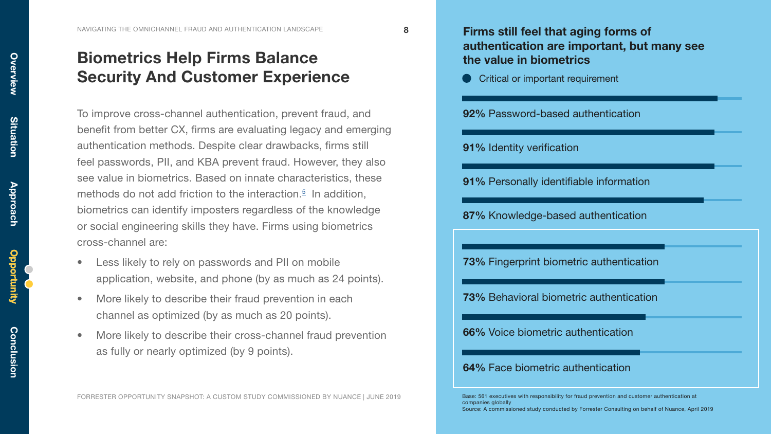## Biometrics Help Firms Balance Security And Customer Experience

To improve cross-channel authentication, prevent fraud, and benefit from better CX, firms are evaluating legacy and emerging authentication methods. Despite clear drawbacks, firms still feel passwords, PII, and KBA prevent fraud. However, they also see value in biometrics. Based on innate characteristics, these methods do not add friction to the interaction.[5] In addition, biometrics can identify imposters regardless of the knowledge or social engineering skills they have. Firms using biometrics cross-channel are:

- Less likely to rely on passwords and PII on mobile application, website, and phone (by as much as 24 points).
- More likely to describe their fraud prevention in each channel as optimized (by as much as 20 points).
- More likely to describe their cross-channel fraud prevention as fully or nearly optimized (by 9 points).

FORRESTER OPPORTUNITY SNAPSHOT: A CUSTOM STUDY COMMISSIONED BY NUANCE | JUNE 2019

### Firms still feel that aging forms of authentication are important, but many see the value in biometrics

● Critical or important requirement

**92%** Password-based authentication

**91%** Identity verification

**91%** Personally identifiable information

**87%** Knowledge-based authentication

**73%** Fingerprint biometric authentication

**73%** Behavioral biometric authentication

**66%** Voice biometric authentication

**64%** Face biometric authentication

Base: 561 executives with responsibility for fraud prevention and customer authentication at companies globally

Source: A commissioned study conducted by Forrester Consulting on behalf of Nuance, April 2019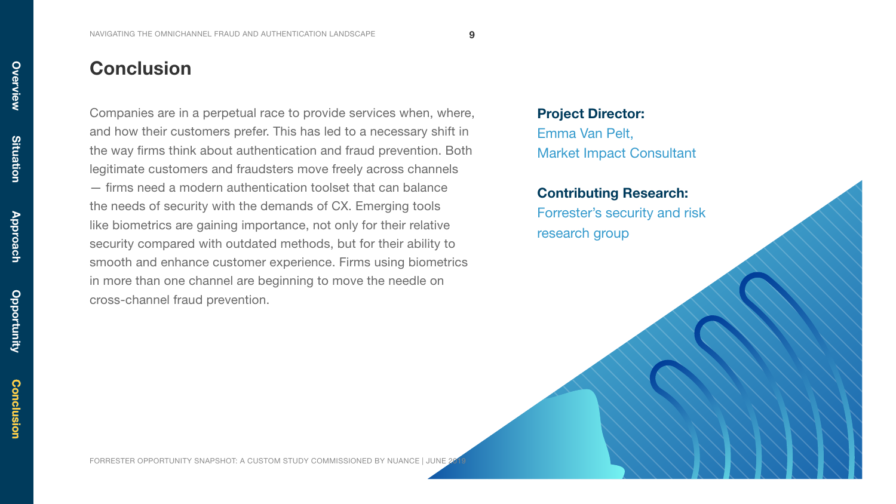# Conclusion

Companies are in a perpetual race to provide services when, where, and how their customers prefer. This has led to a necessary shift in the way firms think about authentication and fraud prevention. Both legitimate customers and fraudsters move freely across channels — firms need a modern authentication toolset that can balance the needs of security with the demands of CX. Emerging tools like biometrics are gaining importance, not only for their relative security compared with outdated methods, but for their ability to smooth and enhance customer experience. Firms using biometrics in more than one channel are beginning to move the needle on cross-channel fraud prevention.

**Project Director:**
Emma Van Pelt,
Market Impact Consultant

**Contributing Research:**
Forrester's security and risk research group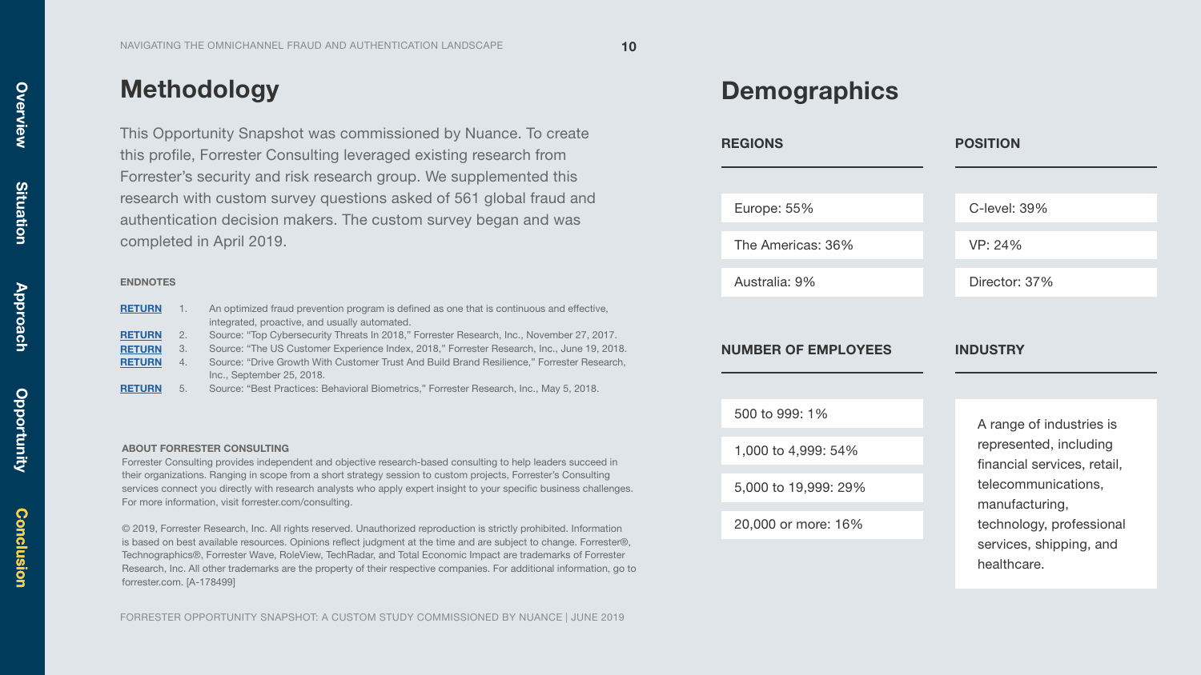# Methodology

This Opportunity Snapshot was commissioned by Nuance. To create this profile, Forrester Consulting leveraged existing research from Forrester's security and risk research group. We supplemented this research with custom survey questions asked of 561 global fraud and authentication decision makers. The custom survey began and was completed in April 2019.

### ENDNOTES

RETURN 1. An optimized fraud prevention program is defined as one that is continuous and effective, integrated, proactive, and usually automated.

RETURN 2. Source: "Top Cybersecurity Threats In 2018," Forrester Research, Inc., November 27, 2017.

RETURN 3. Source: "The US Customer Experience Index, 2018," Forrester Research, Inc., June 19, 2018.

RETURN 4. Source: "Drive Growth With Customer Trust And Build Brand Resilience," Forrester Research, Inc., September 25, 2018.

RETURN 5. Source: "Best Practices: Behavioral Biometrics," Forrester Research, Inc., May 5, 2018.

### ABOUT FORRESTER CONSULTING

Forrester Consulting provides independent and objective research-based consulting to help leaders succeed in their organizations. Ranging in scope from a short strategy session to custom projects, Forrester's Consulting services connect you directly with research analysts who apply expert insight to your specific business challenges. For more information, visit forrester.com/consulting.

© 2019, Forrester Research, Inc. All rights reserved. Unauthorized reproduction is strictly prohibited. Information is based on best available resources. Opinions reflect judgment at the time and are subject to change. Forrester®, Technographics®, Forrester Wave, RoleView, TechRadar, and Total Economic Impact are trademarks of Forrester Research, Inc. All other trademarks are the property of their respective companies. For additional information, go to forrester.com. [A-178499]

# Demographics

### REGIONS

- Europe: 55%
- The Americas: 36%
- Australia: 9%

### POSITION

- C-level: 39%
- VP: 24%
- Director: 37%

### NUMBER OF EMPLOYEES

- 500 to 999: 1%
- 1,000 to 4,999: 54%
- 5,000 to 19,999: 29%
- 20,000 or more: 16%

### INDUSTRY

A range of industries is represented, including financial services, retail, telecommunications, manufacturing, technology, professional services, shipping, and healthcare.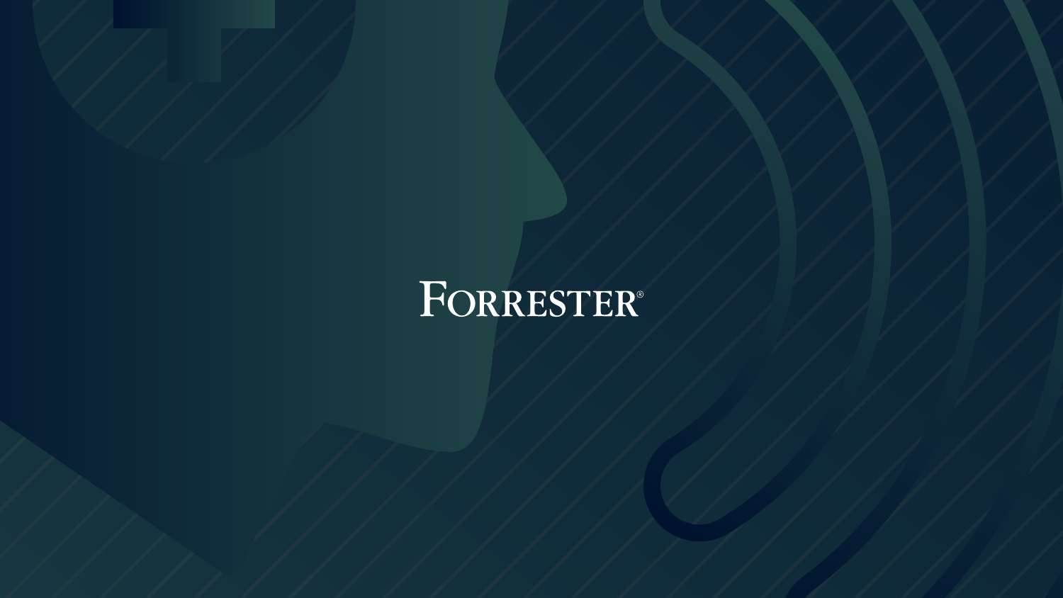FORRESTER®